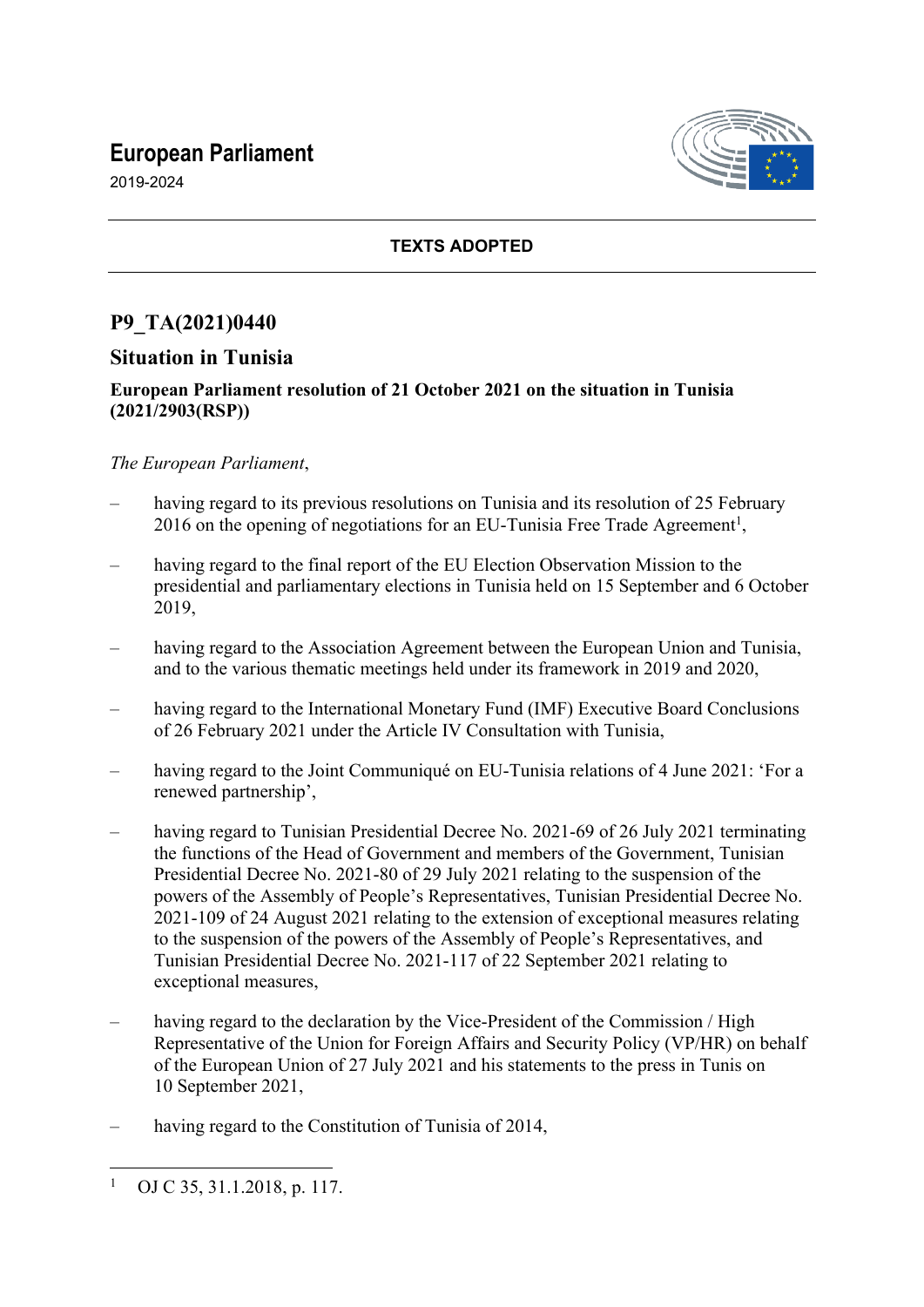# European Parliament

2019-2024

**TEXTS ADOPTED**

## P9_TA(2021)0440

## Situation in Tunisia

**European Parliament resolution of 21 October 2021 on the situation in Tunisia (2021/2903(RSP))**

*The European Parliament*,

– having regard to its previous resolutions on Tunisia and its resolution of 25 February 2016 on the opening of negotiations for an EU-Tunisia Free Trade Agreement[1],

– having regard to the final report of the EU Election Observation Mission to the presidential and parliamentary elections in Tunisia held on 15 September and 6 October 2019,

– having regard to the Association Agreement between the European Union and Tunisia, and to the various thematic meetings held under its framework in 2019 and 2020,

– having regard to the International Monetary Fund (IMF) Executive Board Conclusions of 26 February 2021 under the Article IV Consultation with Tunisia,

– having regard to the Joint Communiqué on EU-Tunisia relations of 4 June 2021: 'For a renewed partnership',

– having regard to Tunisian Presidential Decree No. 2021-69 of 26 July 2021 terminating the functions of the Head of Government and members of the Government, Tunisian Presidential Decree No. 2021-80 of 29 July 2021 relating to the suspension of the powers of the Assembly of People's Representatives, Tunisian Presidential Decree No. 2021-109 of 24 August 2021 relating to the extension of exceptional measures relating to the suspension of the powers of the Assembly of People's Representatives, and Tunisian Presidential Decree No. 2021-117 of 22 September 2021 relating to exceptional measures,

– having regard to the declaration by the Vice-President of the Commission / High Representative of the Union for Foreign Affairs and Security Policy (VP/HR) on behalf of the European Union of 27 July 2021 and his statements to the press in Tunis on 10 September 2021,

– having regard to the Constitution of Tunisia of 2014,

[1] OJ C 35, 31.1.2018, p. 117.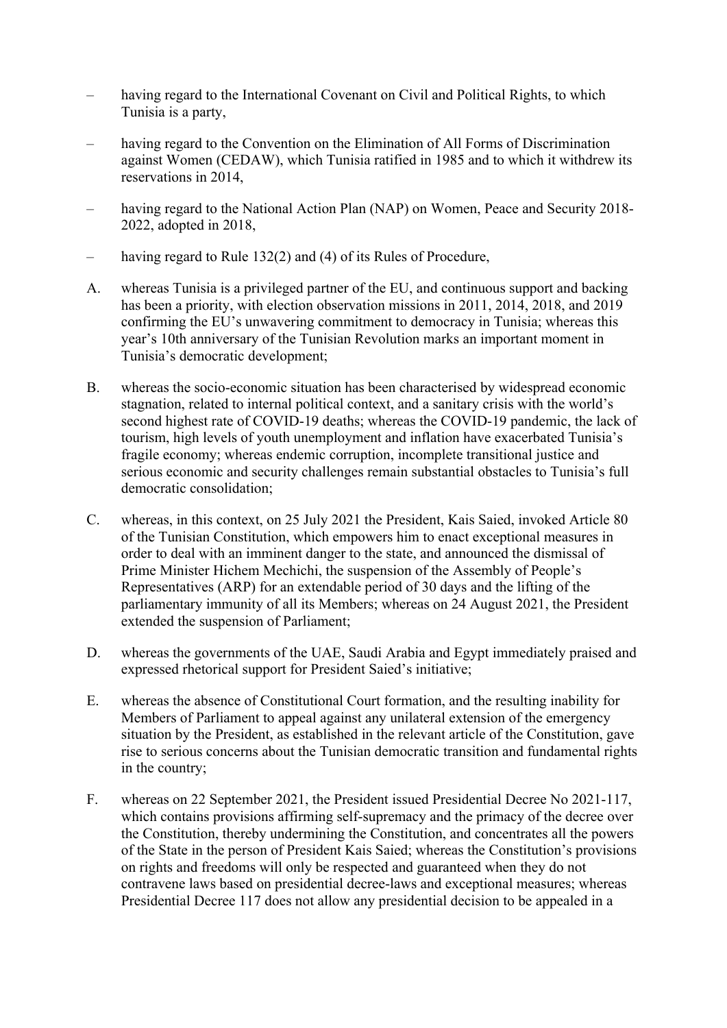– having regard to the International Covenant on Civil and Political Rights, to which Tunisia is a party,

– having regard to the Convention on the Elimination of All Forms of Discrimination against Women (CEDAW), which Tunisia ratified in 1985 and to which it withdrew its reservations in 2014,

– having regard to the National Action Plan (NAP) on Women, Peace and Security 2018-2022, adopted in 2018,

– having regard to Rule 132(2) and (4) of its Rules of Procedure,

A. whereas Tunisia is a privileged partner of the EU, and continuous support and backing has been a priority, with election observation missions in 2011, 2014, 2018, and 2019 confirming the EU's unwavering commitment to democracy in Tunisia; whereas this year's 10th anniversary of the Tunisian Revolution marks an important moment in Tunisia's democratic development;

B. whereas the socio-economic situation has been characterised by widespread economic stagnation, related to internal political context, and a sanitary crisis with the world's second highest rate of COVID-19 deaths; whereas the COVID-19 pandemic, the lack of tourism, high levels of youth unemployment and inflation have exacerbated Tunisia's fragile economy; whereas endemic corruption, incomplete transitional justice and serious economic and security challenges remain substantial obstacles to Tunisia's full democratic consolidation;

C. whereas, in this context, on 25 July 2021 the President, Kais Saied, invoked Article 80 of the Tunisian Constitution, which empowers him to enact exceptional measures in order to deal with an imminent danger to the state, and announced the dismissal of Prime Minister Hichem Mechichi, the suspension of the Assembly of People's Representatives (ARP) for an extendable period of 30 days and the lifting of the parliamentary immunity of all its Members; whereas on 24 August 2021, the President extended the suspension of Parliament;

D. whereas the governments of the UAE, Saudi Arabia and Egypt immediately praised and expressed rhetorical support for President Saied's initiative;

E. whereas the absence of Constitutional Court formation, and the resulting inability for Members of Parliament to appeal against any unilateral extension of the emergency situation by the President, as established in the relevant article of the Constitution, gave rise to serious concerns about the Tunisian democratic transition and fundamental rights in the country;

F. whereas on 22 September 2021, the President issued Presidential Decree No 2021-117, which contains provisions affirming self-supremacy and the primacy of the decree over the Constitution, thereby undermining the Constitution, and concentrates all the powers of the State in the person of President Kais Saied; whereas the Constitution's provisions on rights and freedoms will only be respected and guaranteed when they do not contravene laws based on presidential decree-laws and exceptional measures; whereas Presidential Decree 117 does not allow any presidential decision to be appealed in a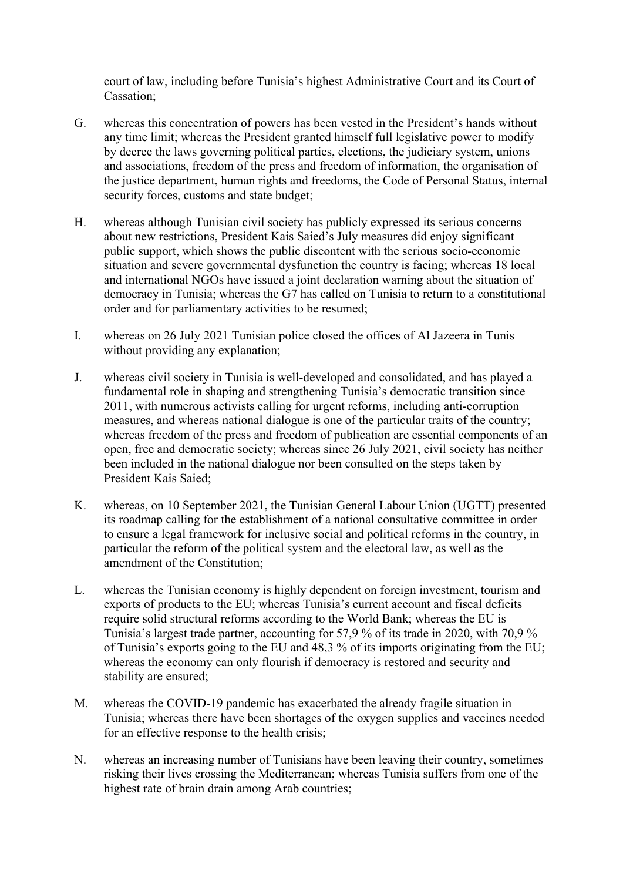court of law, including before Tunisia's highest Administrative Court and its Court of Cassation;

G. whereas this concentration of powers has been vested in the President's hands without any time limit; whereas the President granted himself full legislative power to modify by decree the laws governing political parties, elections, the judiciary system, unions and associations, freedom of the press and freedom of information, the organisation of the justice department, human rights and freedoms, the Code of Personal Status, internal security forces, customs and state budget;

H. whereas although Tunisian civil society has publicly expressed its serious concerns about new restrictions, President Kais Saied's July measures did enjoy significant public support, which shows the public discontent with the serious socio-economic situation and severe governmental dysfunction the country is facing; whereas 18 local and international NGOs have issued a joint declaration warning about the situation of democracy in Tunisia; whereas the G7 has called on Tunisia to return to a constitutional order and for parliamentary activities to be resumed;

I. whereas on 26 July 2021 Tunisian police closed the offices of Al Jazeera in Tunis without providing any explanation;

J. whereas civil society in Tunisia is well-developed and consolidated, and has played a fundamental role in shaping and strengthening Tunisia's democratic transition since 2011, with numerous activists calling for urgent reforms, including anti-corruption measures, and whereas national dialogue is one of the particular traits of the country; whereas freedom of the press and freedom of publication are essential components of an open, free and democratic society; whereas since 26 July 2021, civil society has neither been included in the national dialogue nor been consulted on the steps taken by President Kais Saied;

K. whereas, on 10 September 2021, the Tunisian General Labour Union (UGTT) presented its roadmap calling for the establishment of a national consultative committee in order to ensure a legal framework for inclusive social and political reforms in the country, in particular the reform of the political system and the electoral law, as well as the amendment of the Constitution;

L. whereas the Tunisian economy is highly dependent on foreign investment, tourism and exports of products to the EU; whereas Tunisia's current account and fiscal deficits require solid structural reforms according to the World Bank; whereas the EU is Tunisia's largest trade partner, accounting for 57,9 % of its trade in 2020, with 70,9 % of Tunisia's exports going to the EU and 48,3 % of its imports originating from the EU; whereas the economy can only flourish if democracy is restored and security and stability are ensured;

M. whereas the COVID-19 pandemic has exacerbated the already fragile situation in Tunisia; whereas there have been shortages of the oxygen supplies and vaccines needed for an effective response to the health crisis;

N. whereas an increasing number of Tunisians have been leaving their country, sometimes risking their lives crossing the Mediterranean; whereas Tunisia suffers from one of the highest rate of brain drain among Arab countries;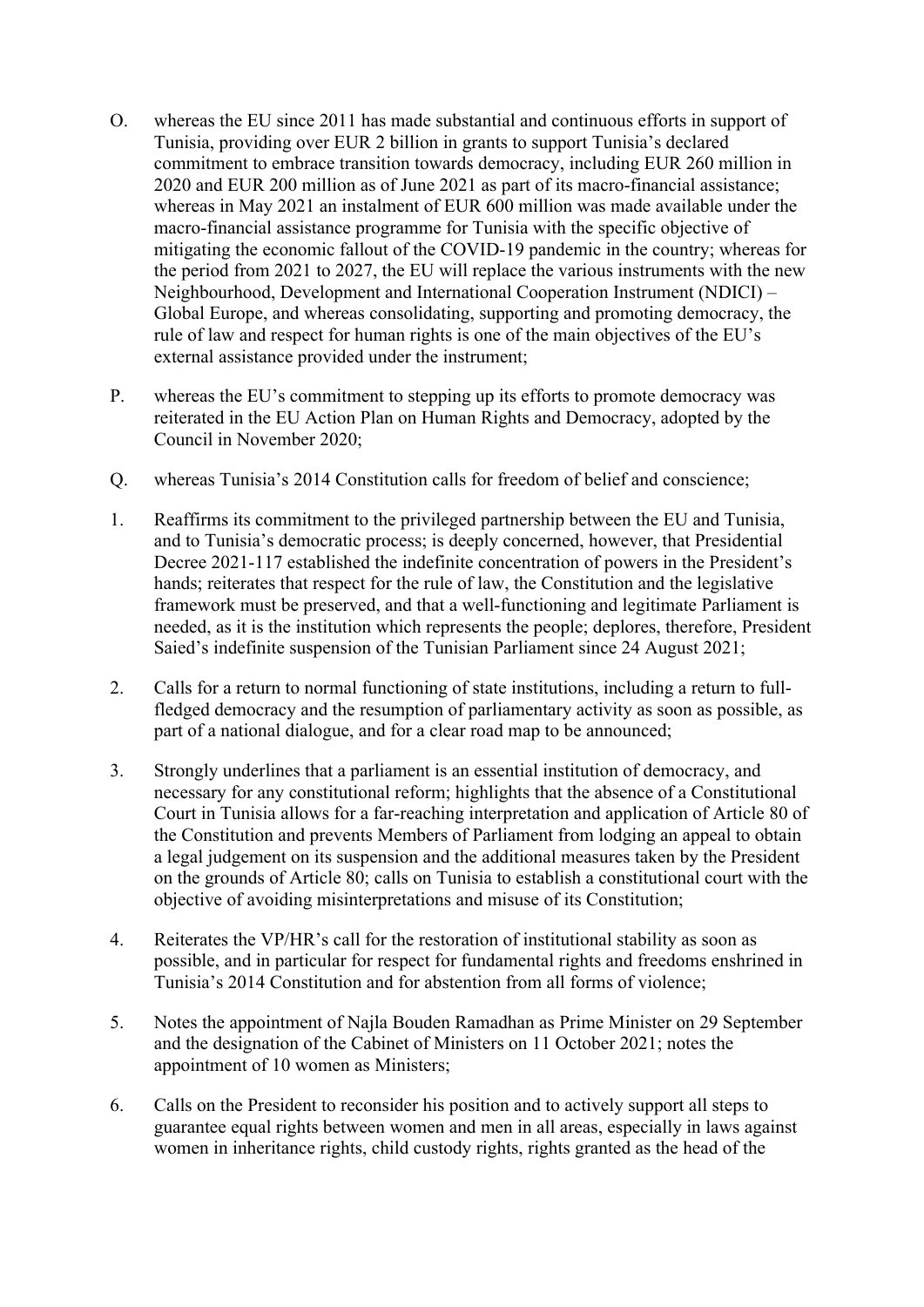O. whereas the EU since 2011 has made substantial and continuous efforts in support of Tunisia, providing over EUR 2 billion in grants to support Tunisia's declared commitment to embrace transition towards democracy, including EUR 260 million in 2020 and EUR 200 million as of June 2021 as part of its macro-financial assistance; whereas in May 2021 an instalment of EUR 600 million was made available under the macro-financial assistance programme for Tunisia with the specific objective of mitigating the economic fallout of the COVID-19 pandemic in the country; whereas for the period from 2021 to 2027, the EU will replace the various instruments with the new Neighbourhood, Development and International Cooperation Instrument (NDICI) – Global Europe, and whereas consolidating, supporting and promoting democracy, the rule of law and respect for human rights is one of the main objectives of the EU's external assistance provided under the instrument;

P. whereas the EU's commitment to stepping up its efforts to promote democracy was reiterated in the EU Action Plan on Human Rights and Democracy, adopted by the Council in November 2020;

Q. whereas Tunisia's 2014 Constitution calls for freedom of belief and conscience;

1. Reaffirms its commitment to the privileged partnership between the EU and Tunisia, and to Tunisia's democratic process; is deeply concerned, however, that Presidential Decree 2021-117 established the indefinite concentration of powers in the President's hands; reiterates that respect for the rule of law, the Constitution and the legislative framework must be preserved, and that a well-functioning and legitimate Parliament is needed, as it is the institution which represents the people; deplores, therefore, President Saied's indefinite suspension of the Tunisian Parliament since 24 August 2021;

2. Calls for a return to normal functioning of state institutions, including a return to full-fledged democracy and the resumption of parliamentary activity as soon as possible, as part of a national dialogue, and for a clear road map to be announced;

3. Strongly underlines that a parliament is an essential institution of democracy, and necessary for any constitutional reform; highlights that the absence of a Constitutional Court in Tunisia allows for a far-reaching interpretation and application of Article 80 of the Constitution and prevents Members of Parliament from lodging an appeal to obtain a legal judgement on its suspension and the additional measures taken by the President on the grounds of Article 80; calls on Tunisia to establish a constitutional court with the objective of avoiding misinterpretations and misuse of its Constitution;

4. Reiterates the VP/HR's call for the restoration of institutional stability as soon as possible, and in particular for respect for fundamental rights and freedoms enshrined in Tunisia's 2014 Constitution and for abstention from all forms of violence;

5. Notes the appointment of Najla Bouden Ramadhan as Prime Minister on 29 September and the designation of the Cabinet of Ministers on 11 October 2021; notes the appointment of 10 women as Ministers;

6. Calls on the President to reconsider his position and to actively support all steps to guarantee equal rights between women and men in all areas, especially in laws against women in inheritance rights, child custody rights, rights granted as the head of the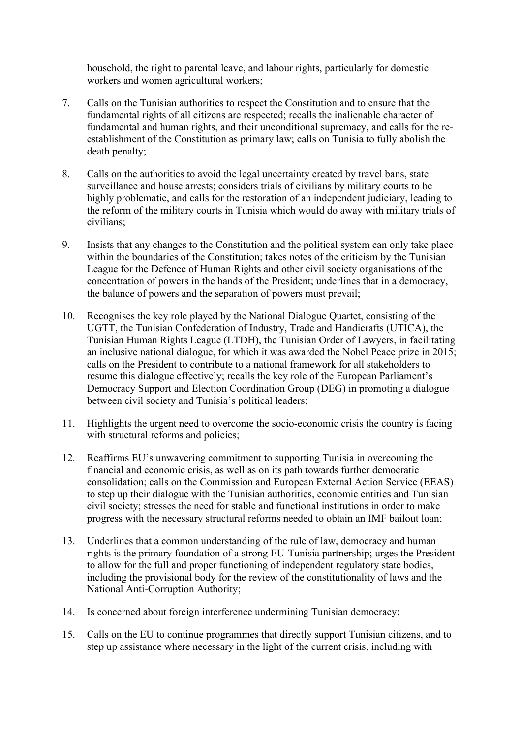household, the right to parental leave, and labour rights, particularly for domestic workers and women agricultural workers;

7. Calls on the Tunisian authorities to respect the Constitution and to ensure that the fundamental rights of all citizens are respected; recalls the inalienable character of fundamental and human rights, and their unconditional supremacy, and calls for the re-establishment of the Constitution as primary law; calls on Tunisia to fully abolish the death penalty;

8. Calls on the authorities to avoid the legal uncertainty created by travel bans, state surveillance and house arrests; considers trials of civilians by military courts to be highly problematic, and calls for the restoration of an independent judiciary, leading to the reform of the military courts in Tunisia which would do away with military trials of civilians;

9. Insists that any changes to the Constitution and the political system can only take place within the boundaries of the Constitution; takes notes of the criticism by the Tunisian League for the Defence of Human Rights and other civil society organisations of the concentration of powers in the hands of the President; underlines that in a democracy, the balance of powers and the separation of powers must prevail;

10. Recognises the key role played by the National Dialogue Quartet, consisting of the UGTT, the Tunisian Confederation of Industry, Trade and Handicrafts (UTICA), the Tunisian Human Rights League (LTDH), the Tunisian Order of Lawyers, in facilitating an inclusive national dialogue, for which it was awarded the Nobel Peace prize in 2015; calls on the President to contribute to a national framework for all stakeholders to resume this dialogue effectively; recalls the key role of the European Parliament's Democracy Support and Election Coordination Group (DEG) in promoting a dialogue between civil society and Tunisia's political leaders;

11. Highlights the urgent need to overcome the socio-economic crisis the country is facing with structural reforms and policies;

12. Reaffirms EU's unwavering commitment to supporting Tunisia in overcoming the financial and economic crisis, as well as on its path towards further democratic consolidation; calls on the Commission and European External Action Service (EEAS) to step up their dialogue with the Tunisian authorities, economic entities and Tunisian civil society; stresses the need for stable and functional institutions in order to make progress with the necessary structural reforms needed to obtain an IMF bailout loan;

13. Underlines that a common understanding of the rule of law, democracy and human rights is the primary foundation of a strong EU-Tunisia partnership; urges the President to allow for the full and proper functioning of independent regulatory state bodies, including the provisional body for the review of the constitutionality of laws and the National Anti-Corruption Authority;

14. Is concerned about foreign interference undermining Tunisian democracy;

15. Calls on the EU to continue programmes that directly support Tunisian citizens, and to step up assistance where necessary in the light of the current crisis, including with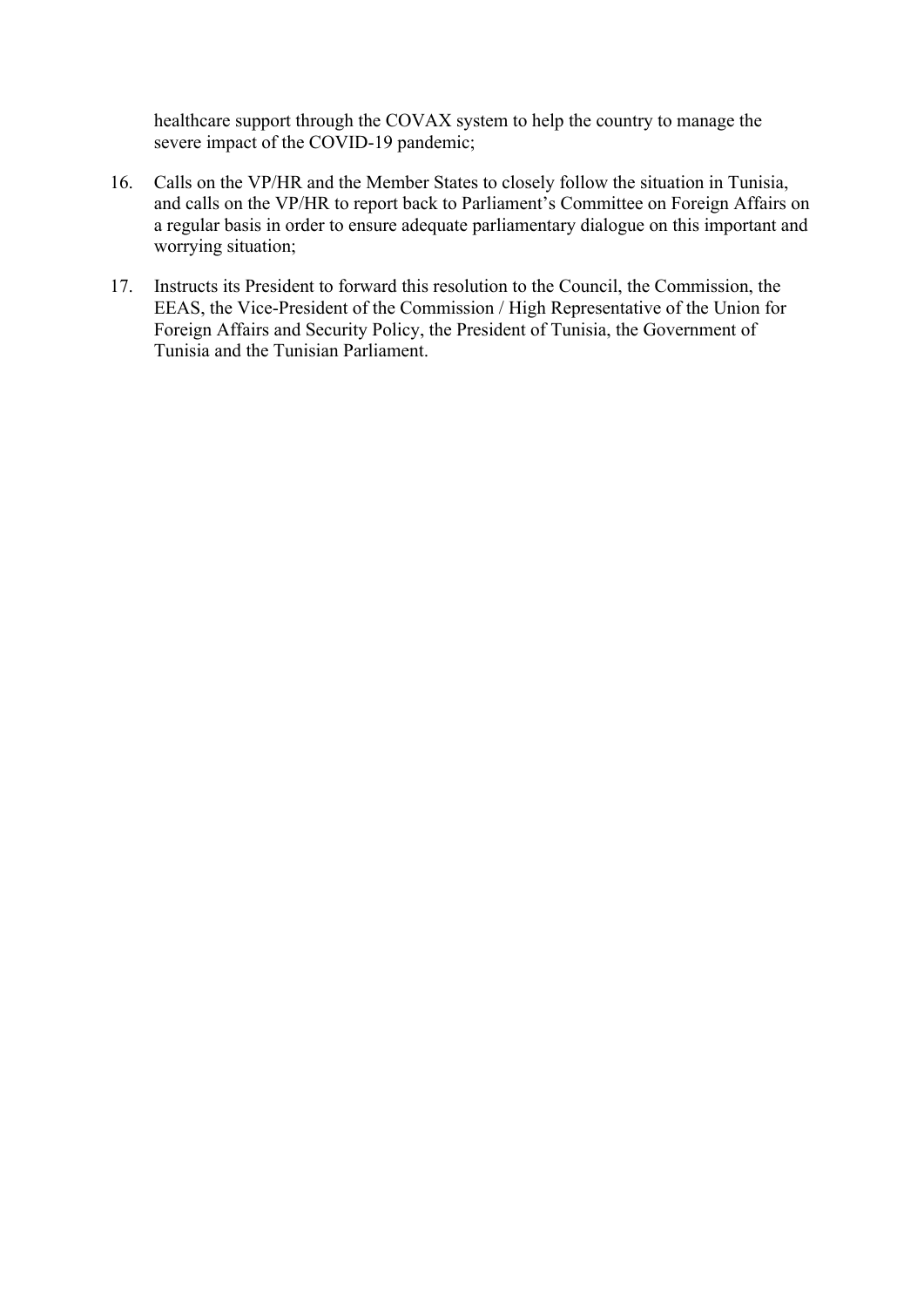healthcare support through the COVAX system to help the country to manage the severe impact of the COVID-19 pandemic;

16. Calls on the VP/HR and the Member States to closely follow the situation in Tunisia, and calls on the VP/HR to report back to Parliament's Committee on Foreign Affairs on a regular basis in order to ensure adequate parliamentary dialogue on this important and worrying situation;

17. Instructs its President to forward this resolution to the Council, the Commission, the EEAS, the Vice-President of the Commission / High Representative of the Union for Foreign Affairs and Security Policy, the President of Tunisia, the Government of Tunisia and the Tunisian Parliament.